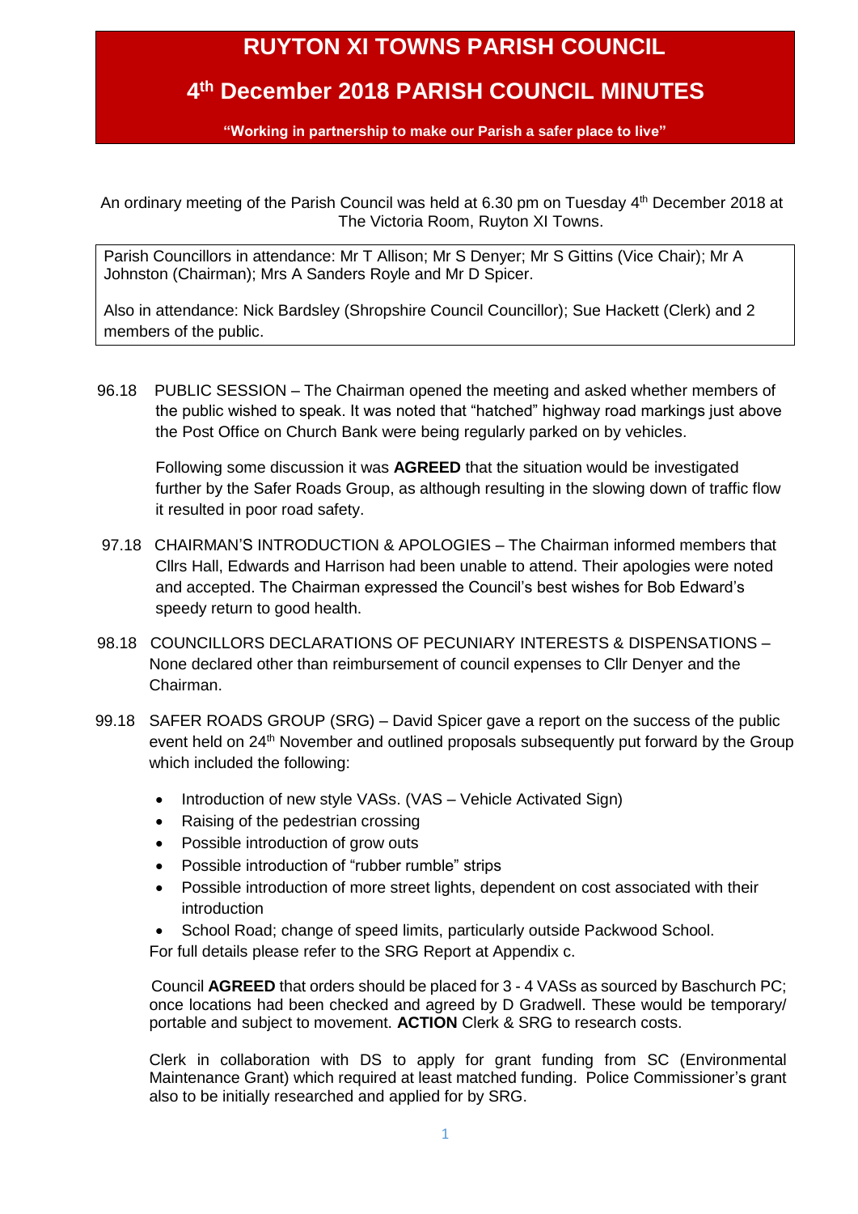# RUYTON XI TOWNS PARISH COUNCIL

## 4th December 2018 PARISH COUNCIL MINUTES

**"Working in partnership to make our Parish a safer place to live"**

An ordinary meeting of the Parish Council was held at 6.30 pm on Tuesday 4th December 2018 at The Victoria Room, Ruyton XI Towns.

Parish Councillors in attendance: Mr T Allison; Mr S Denyer; Mr S Gittins (Vice Chair); Mr A Johnston (Chairman); Mrs A Sanders Royle and Mr D Spicer.

Also in attendance: Nick Bardsley (Shropshire Council Councillor); Sue Hackett (Clerk) and 2 members of the public.

96.18 PUBLIC SESSION – The Chairman opened the meeting and asked whether members of the public wished to speak. It was noted that "hatched" highway road markings just above the Post Office on Church Bank were being regularly parked on by vehicles.

Following some discussion it was **AGREED** that the situation would be investigated further by the Safer Roads Group, as although resulting in the slowing down of traffic flow it resulted in poor road safety.

97.18 CHAIRMAN'S INTRODUCTION & APOLOGIES – The Chairman informed members that Cllrs Hall, Edwards and Harrison had been unable to attend. Their apologies were noted and accepted. The Chairman expressed the Council's best wishes for Bob Edward's speedy return to good health.

98.18 COUNCILLORS DECLARATIONS OF PECUNIARY INTERESTS & DISPENSATIONS – None declared other than reimbursement of council expenses to Cllr Denyer and the Chairman.

99.18 SAFER ROADS GROUP (SRG) – David Spicer gave a report on the success of the public event held on 24th November and outlined proposals subsequently put forward by the Group which included the following:

- Introduction of new style VASs. (VAS – Vehicle Activated Sign)
- Raising of the pedestrian crossing
- Possible introduction of grow outs
- Possible introduction of "rubber rumble" strips
- Possible introduction of more street lights, dependent on cost associated with their introduction
- School Road; change of speed limits, particularly outside Packwood School.

For full details please refer to the SRG Report at Appendix c.

Council **AGREED** that orders should be placed for 3 - 4 VASs as sourced by Baschurch PC; once locations had been checked and agreed by D Gradwell. These would be temporary/ portable and subject to movement. **ACTION** Clerk & SRG to research costs.

Clerk in collaboration with DS to apply for grant funding from SC (Environmental Maintenance Grant) which required at least matched funding. Police Commissioner's grant also to be initially researched and applied for by SRG.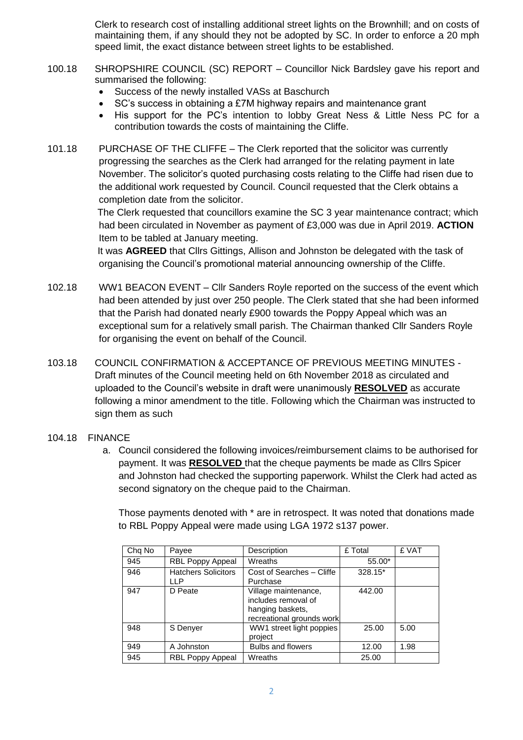Clerk to research cost of installing additional street lights on the Brownhill; and on costs of maintaining them, if any should they not be adopted by SC. In order to enforce a 20 mph speed limit, the exact distance between street lights to be established.

100.18 SHROPSHIRE COUNCIL (SC) REPORT – Councillor Nick Bardsley gave his report and summarised the following:

- Success of the newly installed VASs at Baschurch
- SC's success in obtaining a £7M highway repairs and maintenance grant
- His support for the PC's intention to lobby Great Ness & Little Ness PC for a contribution towards the costs of maintaining the Cliffe.

101.18 PURCHASE OF THE CLIFFE – The Clerk reported that the solicitor was currently progressing the searches as the Clerk had arranged for the relating payment in late November. The solicitor's quoted purchasing costs relating to the Cliffe had risen due to the additional work requested by Council. Council requested that the Clerk obtains a completion date from the solicitor.

The Clerk requested that councillors examine the SC 3 year maintenance contract; which had been circulated in November as payment of £3,000 was due in April 2019. **ACTION** Item to be tabled at January meeting.

It was **AGREED** that Cllrs Gittings, Allison and Johnston be delegated with the task of organising the Council's promotional material announcing ownership of the Cliffe.

102.18 WW1 BEACON EVENT – Cllr Sanders Royle reported on the success of the event which had been attended by just over 250 people. The Clerk stated that she had been informed that the Parish had donated nearly £900 towards the Poppy Appeal which was an exceptional sum for a relatively small parish. The Chairman thanked Cllr Sanders Royle for organising the event on behalf of the Council.

103.18 COUNCIL CONFIRMATION & ACCEPTANCE OF PREVIOUS MEETING MINUTES - Draft minutes of the Council meeting held on 6th November 2018 as circulated and uploaded to the Council's website in draft were unanimously **RESOLVED** as accurate following a minor amendment to the title. Following which the Chairman was instructed to sign them as such

104.18 FINANCE

a. Council considered the following invoices/reimbursement claims to be authorised for payment. It was **RESOLVED** that the cheque payments be made as Cllrs Spicer and Johnston had checked the supporting paperwork. Whilst the Clerk had acted as second signatory on the cheque paid to the Chairman.

Those payments denoted with * are in retrospect. It was noted that donations made to RBL Poppy Appeal were made using LGA 1972 s137 power.

| Chq No | Payee | Description | £ Total | £ VAT |
|---|---|---|---|---|
| 945 | RBL Poppy Appeal | Wreaths | 55.00* | |
| 946 | Hatchers Solicitors LLP | Cost of Searches – Cliffe Purchase | 328.15* | |
| 947 | D Peate | Village maintenance, includes removal of hanging baskets, recreational grounds work | 442.00 | |
| 948 | S Denyer | WW1 street light poppies project | 25.00 | 5.00 |
| 949 | A Johnston | Bulbs and flowers | 12.00 | 1.98 |
| 945 | RBL Poppy Appeal | Wreaths | 25.00 | |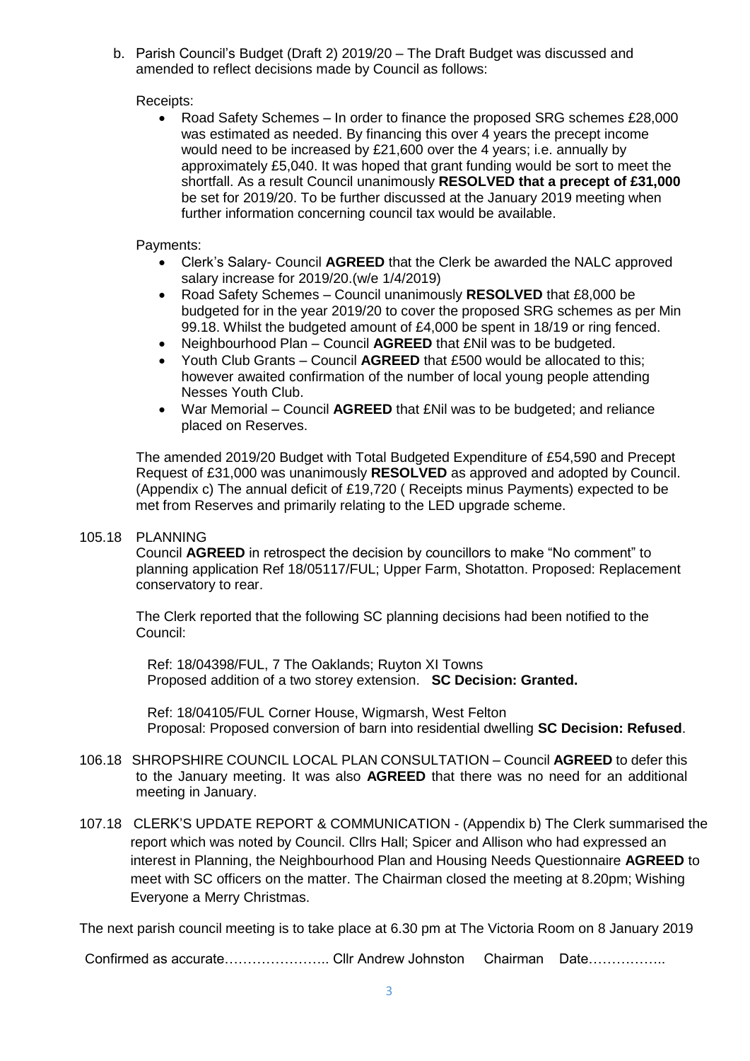b. Parish Council's Budget (Draft 2) 2019/20 – The Draft Budget was discussed and amended to reflect decisions made by Council as follows:

Receipts:

- Road Safety Schemes – In order to finance the proposed SRG schemes £28,000 was estimated as needed. By financing this over 4 years the precept income would need to be increased by £21,600 over the 4 years; i.e. annually by approximately £5,040. It was hoped that grant funding would be sort to meet the shortfall. As a result Council unanimously **RESOLVED that a precept of £31,000** be set for 2019/20. To be further discussed at the January 2019 meeting when further information concerning council tax would be available.

Payments:

- Clerk's Salary- Council **AGREED** that the Clerk be awarded the NALC approved salary increase for 2019/20.(w/e 1/4/2019)
- Road Safety Schemes – Council unanimously **RESOLVED** that £8,000 be budgeted for in the year 2019/20 to cover the proposed SRG schemes as per Min 99.18. Whilst the budgeted amount of £4,000 be spent in 18/19 or ring fenced.
- Neighbourhood Plan – Council **AGREED** that £Nil was to be budgeted.
- Youth Club Grants – Council **AGREED** that £500 would be allocated to this; however awaited confirmation of the number of local young people attending Nesses Youth Club.
- War Memorial – Council **AGREED** that £Nil was to be budgeted; and reliance placed on Reserves.

The amended 2019/20 Budget with Total Budgeted Expenditure of £54,590 and Precept Request of £31,000 was unanimously **RESOLVED** as approved and adopted by Council. (Appendix c) The annual deficit of £19,720 ( Receipts minus Payments) expected to be met from Reserves and primarily relating to the LED upgrade scheme.

105.18 PLANNING

Council **AGREED** in retrospect the decision by councillors to make "No comment" to planning application Ref 18/05117/FUL; Upper Farm, Shotatton. Proposed: Replacement conservatory to rear.

The Clerk reported that the following SC planning decisions had been notified to the Council:

Ref: 18/04398/FUL, 7 The Oaklands; Ruyton XI Towns
Proposed addition of a two storey extension. **SC Decision: Granted.**

Ref: 18/04105/FUL Corner House, Wigmarsh, West Felton
Proposal: Proposed conversion of barn into residential dwelling **SC Decision: Refused**.

106.18 SHROPSHIRE COUNCIL LOCAL PLAN CONSULTATION – Council **AGREED** to defer this to the January meeting. It was also **AGREED** that there was no need for an additional meeting in January.

107.18 CLERK'S UPDATE REPORT & COMMUNICATION - (Appendix b) The Clerk summarised the report which was noted by Council. Cllrs Hall; Spicer and Allison who had expressed an interest in Planning, the Neighbourhood Plan and Housing Needs Questionnaire **AGREED** to meet with SC officers on the matter. The Chairman closed the meeting at 8.20pm; Wishing Everyone a Merry Christmas.

The next parish council meeting is to take place at 6.30 pm at The Victoria Room on 8 January 2019

Confirmed as accurate………………….. Cllr Andrew Johnston Chairman Date……………..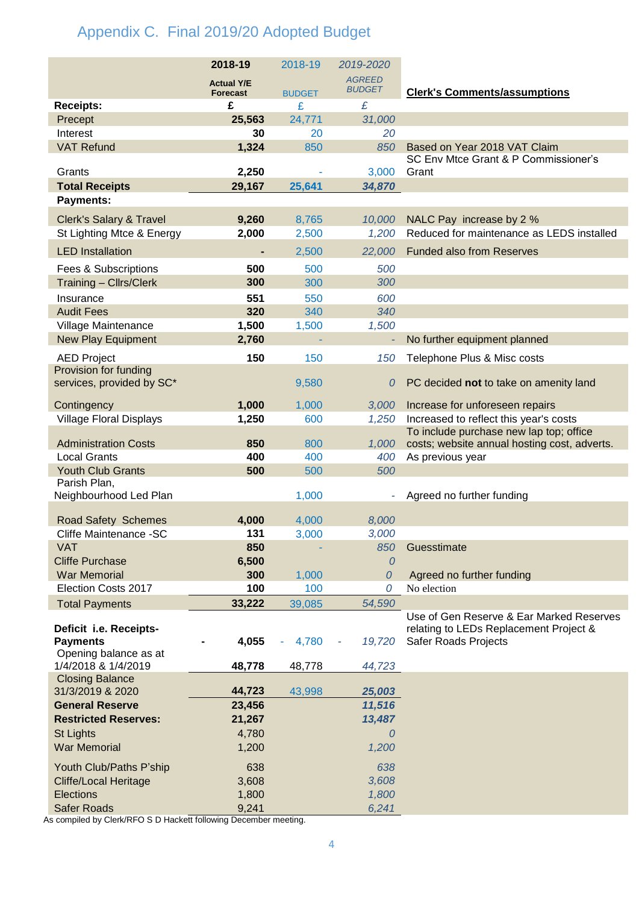# Appendix C. Final 2019/20 Adopted Budget

| | 2018-19 Actual Y/E Forecast | 2018-19 BUDGET | 2019-2020 AGREED BUDGET | Clerk's Comments/assumptions |
|---|---|---|---|---|
| **Receipts:** | £ | £ | £ | |
| Precept | 25,563 | 24,771 | 31,000 | |
| Interest | 30 | 20 | 20 | |
| VAT Refund | 1,324 | 850 | 850 | Based on Year 2018 VAT Claim |
| Grants | 2,250 | - | 3,000 | SC Env Mtce Grant & P Commissioner's Grant |
| **Total Receipts** | **29,167** | **25,641** | **34,870** | |
| **Payments:** | | | | |
| Clerk's Salary & Travel | 9,260 | 8,765 | 10,000 | NALC Pay increase by 2 % |
| St Lighting Mtce & Energy | 2,000 | 2,500 | 1,200 | Reduced for maintenance as LEDS installed |
| LED Installation | - | 2,500 | 22,000 | Funded also from Reserves |
| Fees & Subscriptions | 500 | 500 | 500 | |
| Training – Cllrs/Clerk | 300 | 300 | 300 | |
| Insurance | 551 | 550 | 600 | |
| Audit Fees | 320 | 340 | 340 | |
| Village Maintenance | 1,500 | 1,500 | 1,500 | |
| New Play Equipment | 2,760 | - | - | No further equipment planned |
| AED Project | 150 | 150 | 150 | Telephone Plus & Misc costs |
| Provision for funding services, provided by SC* | | 9,580 | 0 | PC decided **not** to take on amenity land |
| Contingency | 1,000 | 1,000 | 3,000 | Increase for unforeseen repairs |
| Village Floral Displays | 1,250 | 600 | 1,250 | Increased to reflect this year's costs |
| Administration Costs | 850 | 800 | 1,000 | To include purchase new lap top; office costs; website annual hosting cost, adverts. |
| Local Grants | 400 | 400 | 400 | As previous year |
| Youth Club Grants | 500 | 500 | 500 | |
| Parish Plan, Neighbourhood Led Plan | | 1,000 | - | Agreed no further funding |
| Road Safety Schemes | 4,000 | 4,000 | 8,000 | |
| Cliffe Maintenance -SC | 131 | 3,000 | 3,000 | |
| VAT | 850 | - | 850 | Guesstimate |
| Cliffe Purchase | 6,500 | | 0 | |
| War Memorial | 300 | 1,000 | 0 | Agreed no further funding |
| Election Costs 2017 | 100 | 100 | 0 | No election |
| Total Payments | 33,222 | 39,085 | 54,590 | |
| **Deficit i.e. Receipts-Payments** | - 4,055 | - 4,780 | - 19,720 | Use of Gen Reserve & Ear Marked Reserves relating to LEDs Replacement Project & Safer Roads Projects |
| Opening balance as at 1/4/2018 & 1/4/2019 | 48,778 | 48,778 | 44,723 | |
| Closing Balance 31/3/2019 & 2020 | 44,723 | 43,998 | 25,003 | |
| **General Reserve** | 23,456 | | 11,516 | |
| **Restricted Reserves:** | 21,267 | | 13,487 | |
| St Lights | 4,780 | | 0 | |
| War Memorial | 1,200 | | 1,200 | |
| Youth Club/Paths P'ship | 638 | | 638 | |
| Cliffe/Local Heritage | 3,608 | | 3,608 | |
| Elections | 1,800 | | 1,800 | |
| Safer Roads | 9,241 | | 6,241 | |

As compiled by Clerk/RFO S D Hackett following December meeting.